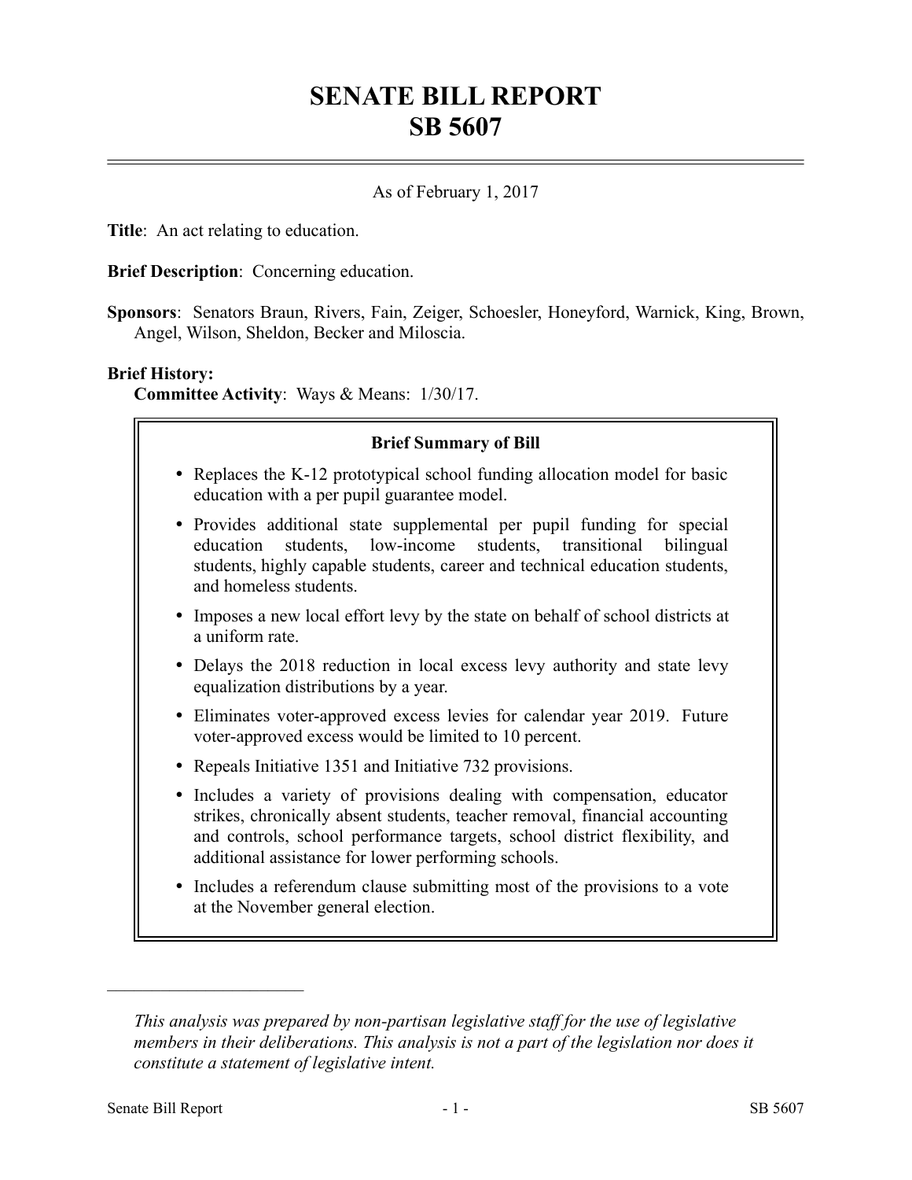# SENATE BILL REPORT
# SB 5607

As of February 1, 2017

**Title**: An act relating to education.

**Brief Description**: Concerning education.

**Sponsors**: Senators Braun, Rivers, Fain, Zeiger, Schoesler, Honeyford, Warnick, King, Brown, Angel, Wilson, Sheldon, Becker and Miloscia.

**Brief History:**

**Committee Activity**: Ways & Means: 1/30/17.

**Brief Summary of Bill**

- Replaces the K-12 prototypical school funding allocation model for basic education with a per pupil guarantee model.
- Provides additional state supplemental per pupil funding for special education students, low-income students, transitional bilingual students, highly capable students, career and technical education students, and homeless students.
- Imposes a new local effort levy by the state on behalf of school districts at a uniform rate.
- Delays the 2018 reduction in local excess levy authority and state levy equalization distributions by a year.
- Eliminates voter-approved excess levies for calendar year 2019. Future voter-approved excess would be limited to 10 percent.
- Repeals Initiative 1351 and Initiative 732 provisions.
- Includes a variety of provisions dealing with compensation, educator strikes, chronically absent students, teacher removal, financial accounting and controls, school performance targets, school district flexibility, and additional assistance for lower performing schools.
- Includes a referendum clause submitting most of the provisions to a vote at the November general election.

---

*This analysis was prepared by non-partisan legislative staff for the use of legislative members in their deliberations. This analysis is not a part of the legislation nor does it constitute a statement of legislative intent.*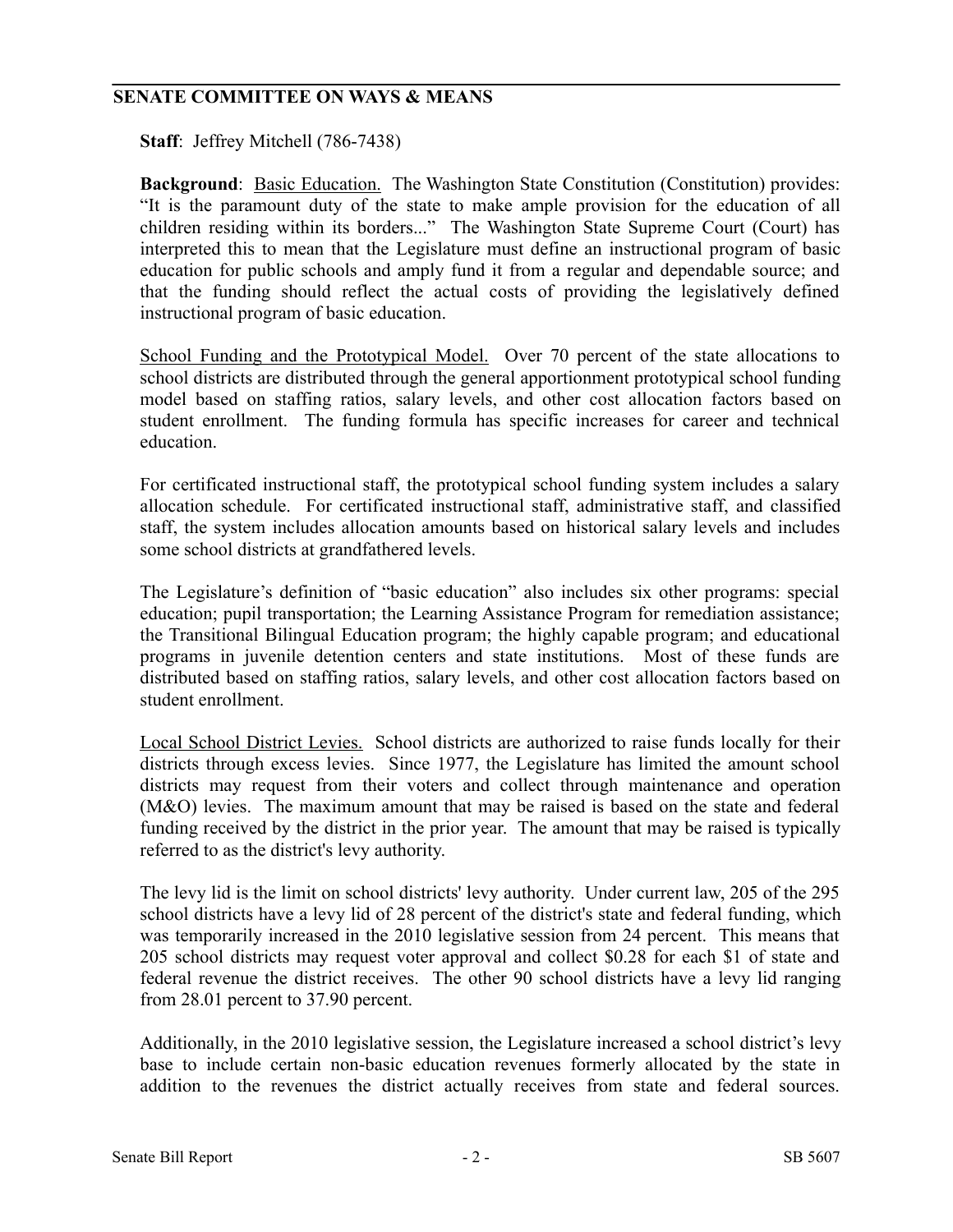## SENATE COMMITTEE ON WAYS & MEANS

**Staff**: Jeffrey Mitchell (786-7438)

**Background**: Basic Education. The Washington State Constitution (Constitution) provides: "It is the paramount duty of the state to make ample provision for the education of all children residing within its borders..." The Washington State Supreme Court (Court) has interpreted this to mean that the Legislature must define an instructional program of basic education for public schools and amply fund it from a regular and dependable source; and that the funding should reflect the actual costs of providing the legislatively defined instructional program of basic education.

School Funding and the Prototypical Model. Over 70 percent of the state allocations to school districts are distributed through the general apportionment prototypical school funding model based on staffing ratios, salary levels, and other cost allocation factors based on student enrollment. The funding formula has specific increases for career and technical education.

For certificated instructional staff, the prototypical school funding system includes a salary allocation schedule. For certificated instructional staff, administrative staff, and classified staff, the system includes allocation amounts based on historical salary levels and includes some school districts at grandfathered levels.

The Legislature's definition of "basic education" also includes six other programs: special education; pupil transportation; the Learning Assistance Program for remediation assistance; the Transitional Bilingual Education program; the highly capable program; and educational programs in juvenile detention centers and state institutions. Most of these funds are distributed based on staffing ratios, salary levels, and other cost allocation factors based on student enrollment.

Local School District Levies. School districts are authorized to raise funds locally for their districts through excess levies. Since 1977, the Legislature has limited the amount school districts may request from their voters and collect through maintenance and operation (M&O) levies. The maximum amount that may be raised is based on the state and federal funding received by the district in the prior year. The amount that may be raised is typically referred to as the district's levy authority.

The levy lid is the limit on school districts' levy authority. Under current law, 205 of the 295 school districts have a levy lid of 28 percent of the district's state and federal funding, which was temporarily increased in the 2010 legislative session from 24 percent. This means that 205 school districts may request voter approval and collect $0.28 for each $1 of state and federal revenue the district receives. The other 90 school districts have a levy lid ranging from 28.01 percent to 37.90 percent.

Additionally, in the 2010 legislative session, the Legislature increased a school district's levy base to include certain non-basic education revenues formerly allocated by the state in addition to the revenues the district actually receives from state and federal sources.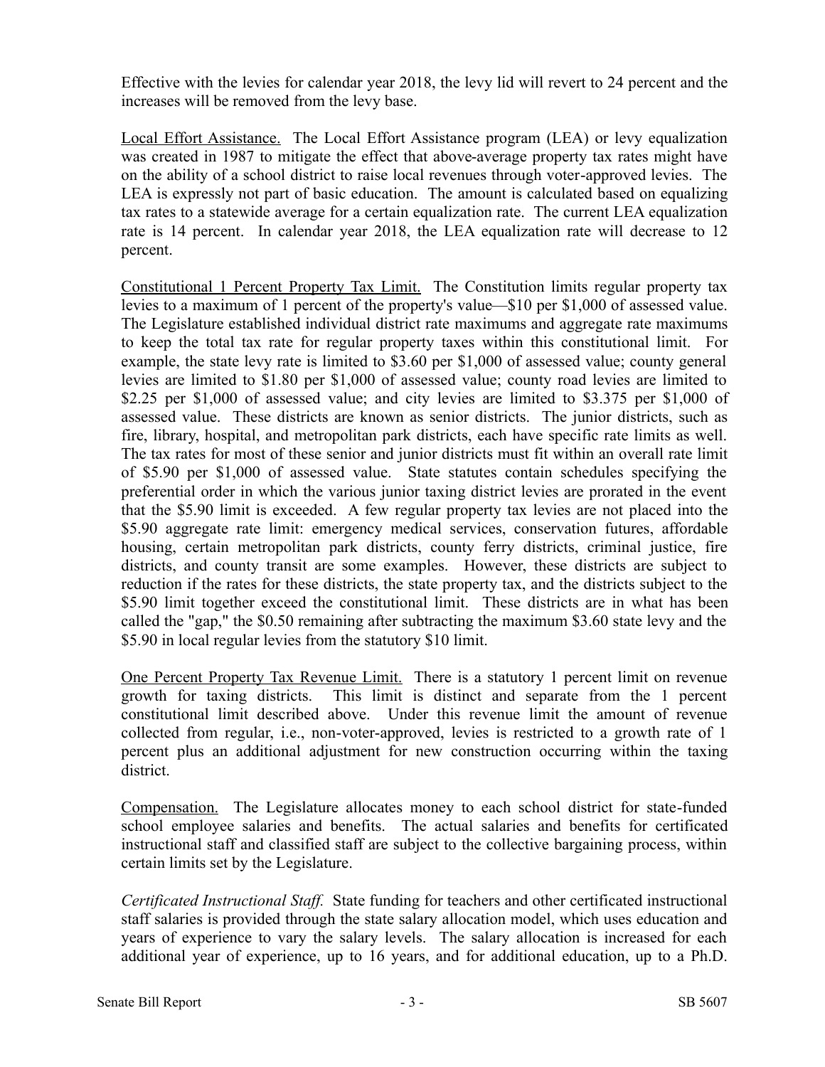Effective with the levies for calendar year 2018, the levy lid will revert to 24 percent and the increases will be removed from the levy base.

Local Effort Assistance. The Local Effort Assistance program (LEA) or levy equalization was created in 1987 to mitigate the effect that above-average property tax rates might have on the ability of a school district to raise local revenues through voter-approved levies. The LEA is expressly not part of basic education. The amount is calculated based on equalizing tax rates to a statewide average for a certain equalization rate. The current LEA equalization rate is 14 percent. In calendar year 2018, the LEA equalization rate will decrease to 12 percent.

Constitutional 1 Percent Property Tax Limit. The Constitution limits regular property tax levies to a maximum of 1 percent of the property's value—$10 per $1,000 of assessed value. The Legislature established individual district rate maximums and aggregate rate maximums to keep the total tax rate for regular property taxes within this constitutional limit. For example, the state levy rate is limited to $3.60 per $1,000 of assessed value; county general levies are limited to $1.80 per $1,000 of assessed value; county road levies are limited to $2.25 per $1,000 of assessed value; and city levies are limited to $3.375 per $1,000 of assessed value. These districts are known as senior districts. The junior districts, such as fire, library, hospital, and metropolitan park districts, each have specific rate limits as well. The tax rates for most of these senior and junior districts must fit within an overall rate limit of $5.90 per $1,000 of assessed value. State statutes contain schedules specifying the preferential order in which the various junior taxing district levies are prorated in the event that the $5.90 limit is exceeded. A few regular property tax levies are not placed into the $5.90 aggregate rate limit: emergency medical services, conservation futures, affordable housing, certain metropolitan park districts, county ferry districts, criminal justice, fire districts, and county transit are some examples. However, these districts are subject to reduction if the rates for these districts, the state property tax, and the districts subject to the $5.90 limit together exceed the constitutional limit. These districts are in what has been called the "gap," the $0.50 remaining after subtracting the maximum $3.60 state levy and the $5.90 in local regular levies from the statutory $10 limit.

One Percent Property Tax Revenue Limit. There is a statutory 1 percent limit on revenue growth for taxing districts. This limit is distinct and separate from the 1 percent constitutional limit described above. Under this revenue limit the amount of revenue collected from regular, i.e., non-voter-approved, levies is restricted to a growth rate of 1 percent plus an additional adjustment for new construction occurring within the taxing district.

Compensation. The Legislature allocates money to each school district for state-funded school employee salaries and benefits. The actual salaries and benefits for certificated instructional staff and classified staff are subject to the collective bargaining process, within certain limits set by the Legislature.

*Certificated Instructional Staff.* State funding for teachers and other certificated instructional staff salaries is provided through the state salary allocation model, which uses education and years of experience to vary the salary levels. The salary allocation is increased for each additional year of experience, up to 16 years, and for additional education, up to a Ph.D.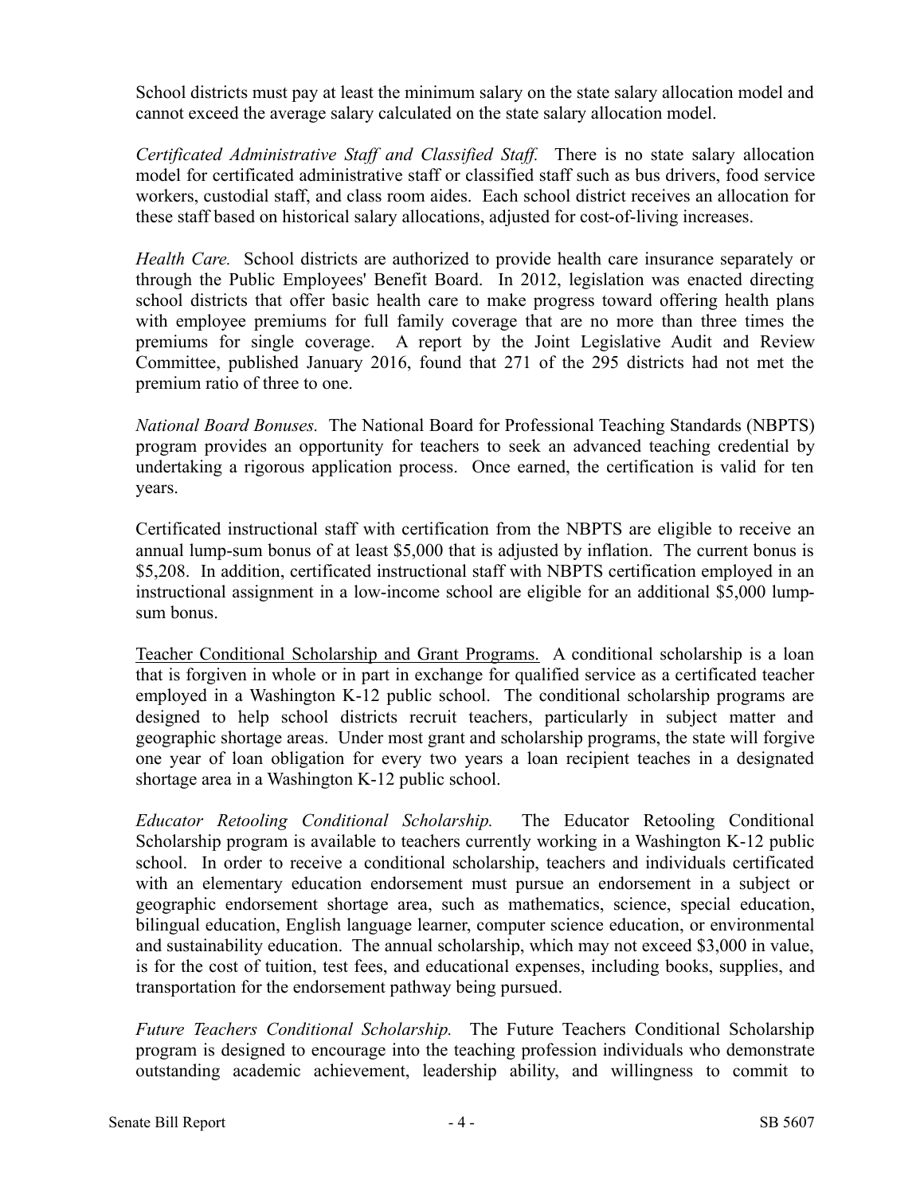School districts must pay at least the minimum salary on the state salary allocation model and cannot exceed the average salary calculated on the state salary allocation model.

*Certificated Administrative Staff and Classified Staff.* There is no state salary allocation model for certificated administrative staff or classified staff such as bus drivers, food service workers, custodial staff, and class room aides. Each school district receives an allocation for these staff based on historical salary allocations, adjusted for cost-of-living increases.

*Health Care.* School districts are authorized to provide health care insurance separately or through the Public Employees' Benefit Board. In 2012, legislation was enacted directing school districts that offer basic health care to make progress toward offering health plans with employee premiums for full family coverage that are no more than three times the premiums for single coverage. A report by the Joint Legislative Audit and Review Committee, published January 2016, found that 271 of the 295 districts had not met the premium ratio of three to one.

*National Board Bonuses.* The National Board for Professional Teaching Standards (NBPTS) program provides an opportunity for teachers to seek an advanced teaching credential by undertaking a rigorous application process. Once earned, the certification is valid for ten years.

Certificated instructional staff with certification from the NBPTS are eligible to receive an annual lump-sum bonus of at least $5,000 that is adjusted by inflation. The current bonus is $5,208. In addition, certificated instructional staff with NBPTS certification employed in an instructional assignment in a low-income school are eligible for an additional $5,000 lump-sum bonus.

Teacher Conditional Scholarship and Grant Programs. A conditional scholarship is a loan that is forgiven in whole or in part in exchange for qualified service as a certificated teacher employed in a Washington K-12 public school. The conditional scholarship programs are designed to help school districts recruit teachers, particularly in subject matter and geographic shortage areas. Under most grant and scholarship programs, the state will forgive one year of loan obligation for every two years a loan recipient teaches in a designated shortage area in a Washington K-12 public school.

*Educator Retooling Conditional Scholarship.* The Educator Retooling Conditional Scholarship program is available to teachers currently working in a Washington K-12 public school. In order to receive a conditional scholarship, teachers and individuals certificated with an elementary education endorsement must pursue an endorsement in a subject or geographic endorsement shortage area, such as mathematics, science, special education, bilingual education, English language learner, computer science education, or environmental and sustainability education. The annual scholarship, which may not exceed $3,000 in value, is for the cost of tuition, test fees, and educational expenses, including books, supplies, and transportation for the endorsement pathway being pursued.

*Future Teachers Conditional Scholarship.* The Future Teachers Conditional Scholarship program is designed to encourage into the teaching profession individuals who demonstrate outstanding academic achievement, leadership ability, and willingness to commit to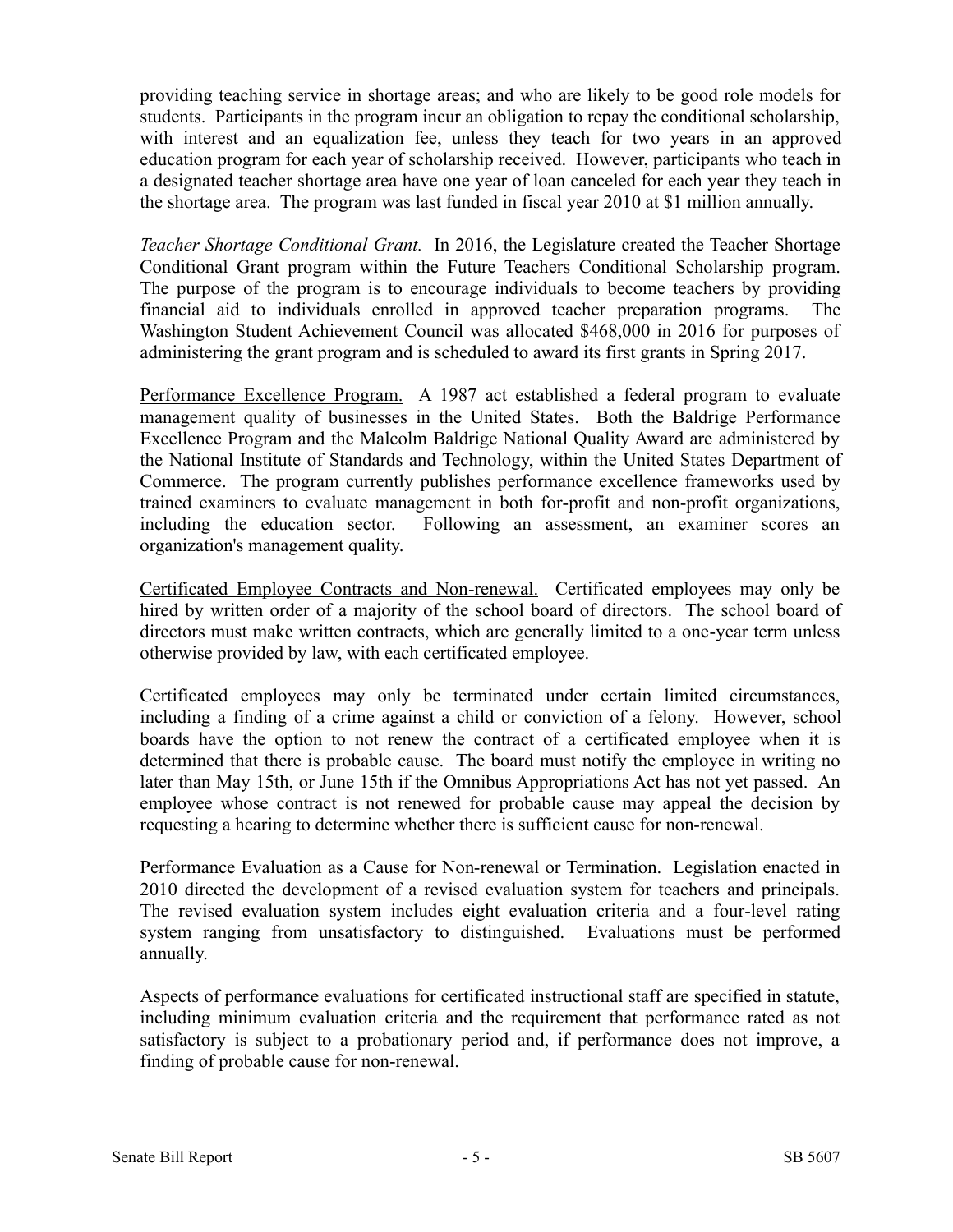providing teaching service in shortage areas; and who are likely to be good role models for students. Participants in the program incur an obligation to repay the conditional scholarship, with interest and an equalization fee, unless they teach for two years in an approved education program for each year of scholarship received. However, participants who teach in a designated teacher shortage area have one year of loan canceled for each year they teach in the shortage area. The program was last funded in fiscal year 2010 at $1 million annually.

*Teacher Shortage Conditional Grant.* In 2016, the Legislature created the Teacher Shortage Conditional Grant program within the Future Teachers Conditional Scholarship program. The purpose of the program is to encourage individuals to become teachers by providing financial aid to individuals enrolled in approved teacher preparation programs. The Washington Student Achievement Council was allocated $468,000 in 2016 for purposes of administering the grant program and is scheduled to award its first grants in Spring 2017.

<u>Performance Excellence Program.</u> A 1987 act established a federal program to evaluate management quality of businesses in the United States. Both the Baldrige Performance Excellence Program and the Malcolm Baldrige National Quality Award are administered by the National Institute of Standards and Technology, within the United States Department of Commerce. The program currently publishes performance excellence frameworks used by trained examiners to evaluate management in both for-profit and non-profit organizations, including the education sector. Following an assessment, an examiner scores an organization's management quality.

<u>Certificated Employee Contracts and Non-renewal.</u> Certificated employees may only be hired by written order of a majority of the school board of directors. The school board of directors must make written contracts, which are generally limited to a one-year term unless otherwise provided by law, with each certificated employee.

Certificated employees may only be terminated under certain limited circumstances, including a finding of a crime against a child or conviction of a felony. However, school boards have the option to not renew the contract of a certificated employee when it is determined that there is probable cause. The board must notify the employee in writing no later than May 15th, or June 15th if the Omnibus Appropriations Act has not yet passed. An employee whose contract is not renewed for probable cause may appeal the decision by requesting a hearing to determine whether there is sufficient cause for non-renewal.

<u>Performance Evaluation as a Cause for Non-renewal or Termination.</u> Legislation enacted in 2010 directed the development of a revised evaluation system for teachers and principals. The revised evaluation system includes eight evaluation criteria and a four-level rating system ranging from unsatisfactory to distinguished. Evaluations must be performed annually.

Aspects of performance evaluations for certificated instructional staff are specified in statute, including minimum evaluation criteria and the requirement that performance rated as not satisfactory is subject to a probationary period and, if performance does not improve, a finding of probable cause for non-renewal.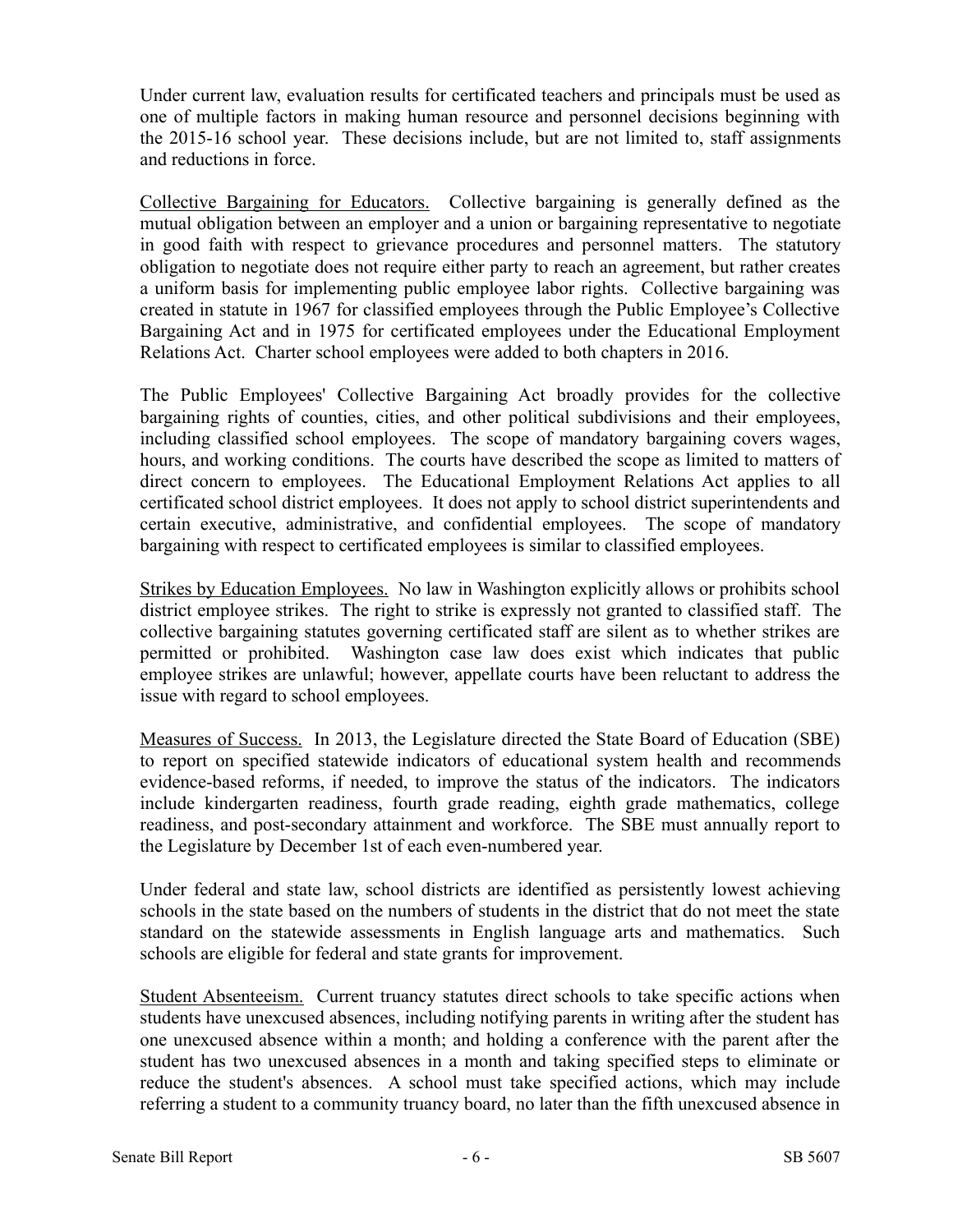Under current law, evaluation results for certificated teachers and principals must be used as one of multiple factors in making human resource and personnel decisions beginning with the 2015-16 school year. These decisions include, but are not limited to, staff assignments and reductions in force.

Collective Bargaining for Educators. Collective bargaining is generally defined as the mutual obligation between an employer and a union or bargaining representative to negotiate in good faith with respect to grievance procedures and personnel matters. The statutory obligation to negotiate does not require either party to reach an agreement, but rather creates a uniform basis for implementing public employee labor rights. Collective bargaining was created in statute in 1967 for classified employees through the Public Employee's Collective Bargaining Act and in 1975 for certificated employees under the Educational Employment Relations Act. Charter school employees were added to both chapters in 2016.

The Public Employees' Collective Bargaining Act broadly provides for the collective bargaining rights of counties, cities, and other political subdivisions and their employees, including classified school employees. The scope of mandatory bargaining covers wages, hours, and working conditions. The courts have described the scope as limited to matters of direct concern to employees. The Educational Employment Relations Act applies to all certificated school district employees. It does not apply to school district superintendents and certain executive, administrative, and confidential employees. The scope of mandatory bargaining with respect to certificated employees is similar to classified employees.

Strikes by Education Employees. No law in Washington explicitly allows or prohibits school district employee strikes. The right to strike is expressly not granted to classified staff. The collective bargaining statutes governing certificated staff are silent as to whether strikes are permitted or prohibited. Washington case law does exist which indicates that public employee strikes are unlawful; however, appellate courts have been reluctant to address the issue with regard to school employees.

Measures of Success. In 2013, the Legislature directed the State Board of Education (SBE) to report on specified statewide indicators of educational system health and recommends evidence-based reforms, if needed, to improve the status of the indicators. The indicators include kindergarten readiness, fourth grade reading, eighth grade mathematics, college readiness, and post-secondary attainment and workforce. The SBE must annually report to the Legislature by December 1st of each even-numbered year.

Under federal and state law, school districts are identified as persistently lowest achieving schools in the state based on the numbers of students in the district that do not meet the state standard on the statewide assessments in English language arts and mathematics. Such schools are eligible for federal and state grants for improvement.

Student Absenteeism. Current truancy statutes direct schools to take specific actions when students have unexcused absences, including notifying parents in writing after the student has one unexcused absence within a month; and holding a conference with the parent after the student has two unexcused absences in a month and taking specified steps to eliminate or reduce the student's absences. A school must take specified actions, which may include referring a student to a community truancy board, no later than the fifth unexcused absence in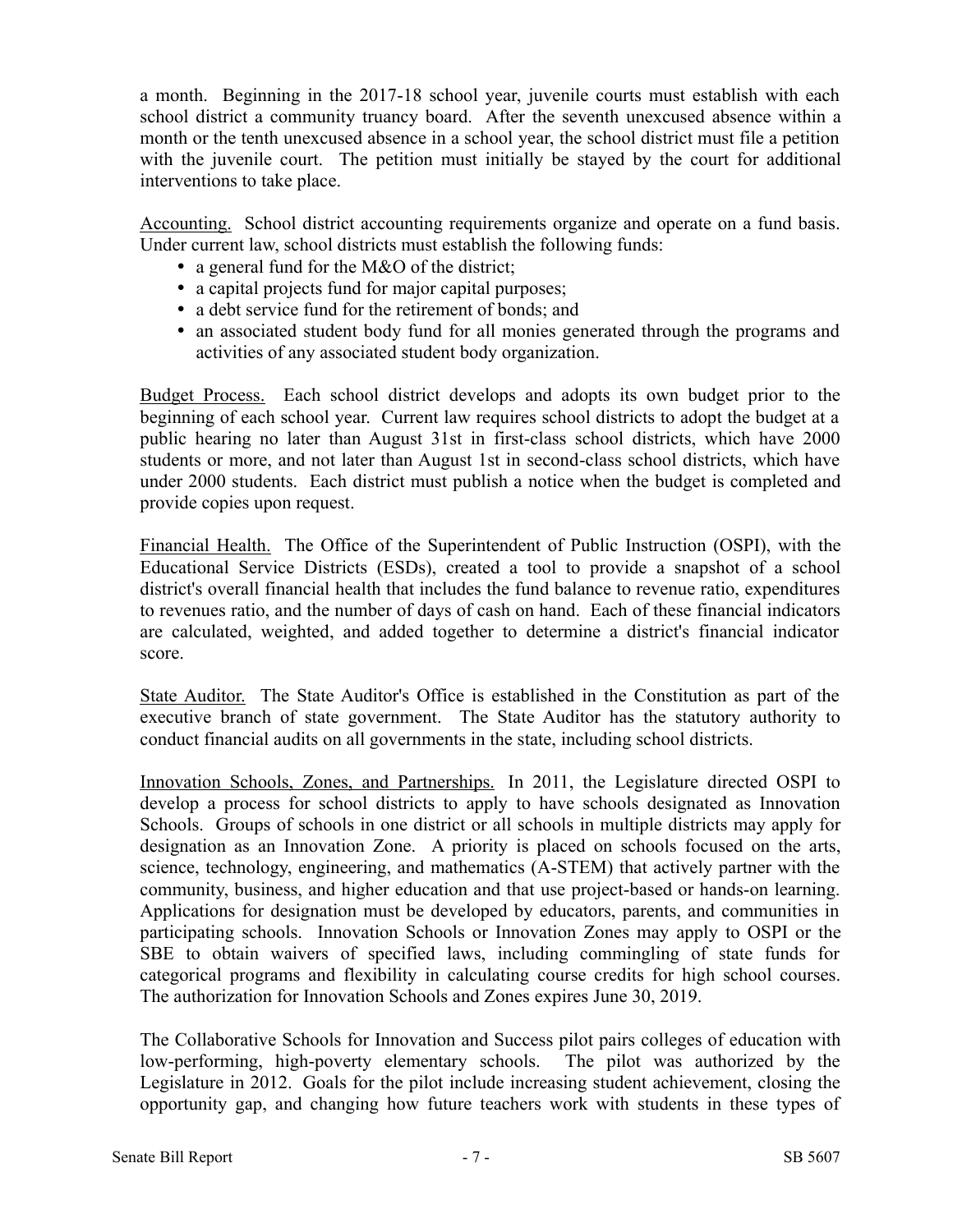a month. Beginning in the 2017-18 school year, juvenile courts must establish with each school district a community truancy board. After the seventh unexcused absence within a month or the tenth unexcused absence in a school year, the school district must file a petition with the juvenile court. The petition must initially be stayed by the court for additional interventions to take place.

Accounting. School district accounting requirements organize and operate on a fund basis. Under current law, school districts must establish the following funds:

- a general fund for the M&O of the district;
- a capital projects fund for major capital purposes;
- a debt service fund for the retirement of bonds; and
- an associated student body fund for all monies generated through the programs and activities of any associated student body organization.

Budget Process. Each school district develops and adopts its own budget prior to the beginning of each school year. Current law requires school districts to adopt the budget at a public hearing no later than August 31st in first-class school districts, which have 2000 students or more, and not later than August 1st in second-class school districts, which have under 2000 students. Each district must publish a notice when the budget is completed and provide copies upon request.

Financial Health. The Office of the Superintendent of Public Instruction (OSPI), with the Educational Service Districts (ESDs), created a tool to provide a snapshot of a school district's overall financial health that includes the fund balance to revenue ratio, expenditures to revenues ratio, and the number of days of cash on hand. Each of these financial indicators are calculated, weighted, and added together to determine a district's financial indicator score.

State Auditor. The State Auditor's Office is established in the Constitution as part of the executive branch of state government. The State Auditor has the statutory authority to conduct financial audits on all governments in the state, including school districts.

Innovation Schools, Zones, and Partnerships. In 2011, the Legislature directed OSPI to develop a process for school districts to apply to have schools designated as Innovation Schools. Groups of schools in one district or all schools in multiple districts may apply for designation as an Innovation Zone. A priority is placed on schools focused on the arts, science, technology, engineering, and mathematics (A-STEM) that actively partner with the community, business, and higher education and that use project-based or hands-on learning. Applications for designation must be developed by educators, parents, and communities in participating schools. Innovation Schools or Innovation Zones may apply to OSPI or the SBE to obtain waivers of specified laws, including commingling of state funds for categorical programs and flexibility in calculating course credits for high school courses. The authorization for Innovation Schools and Zones expires June 30, 2019.

The Collaborative Schools for Innovation and Success pilot pairs colleges of education with low-performing, high-poverty elementary schools. The pilot was authorized by the Legislature in 2012. Goals for the pilot include increasing student achievement, closing the opportunity gap, and changing how future teachers work with students in these types of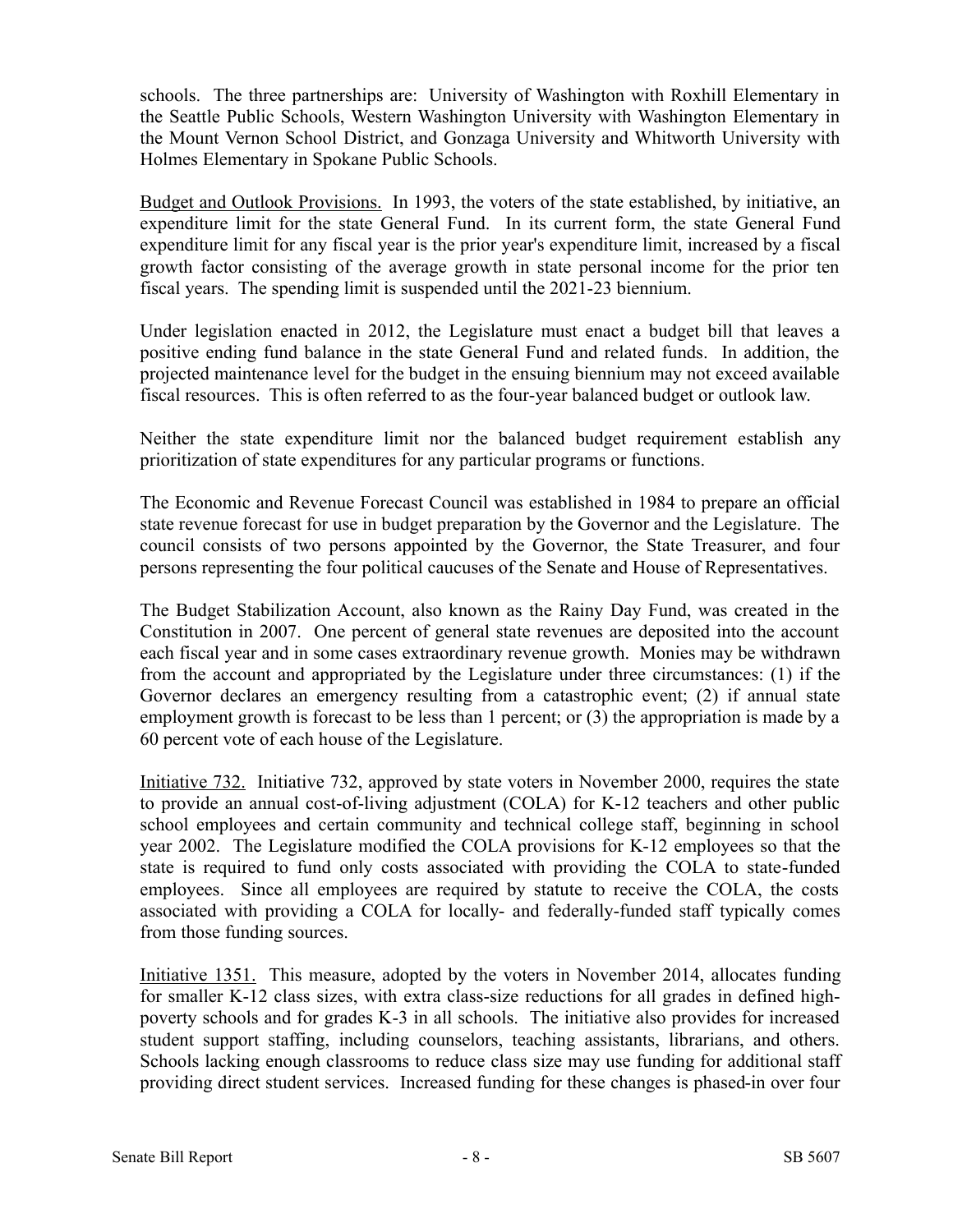schools. The three partnerships are: University of Washington with Roxhill Elementary in the Seattle Public Schools, Western Washington University with Washington Elementary in the Mount Vernon School District, and Gonzaga University and Whitworth University with Holmes Elementary in Spokane Public Schools.

Budget and Outlook Provisions. In 1993, the voters of the state established, by initiative, an expenditure limit for the state General Fund. In its current form, the state General Fund expenditure limit for any fiscal year is the prior year's expenditure limit, increased by a fiscal growth factor consisting of the average growth in state personal income for the prior ten fiscal years. The spending limit is suspended until the 2021-23 biennium.

Under legislation enacted in 2012, the Legislature must enact a budget bill that leaves a positive ending fund balance in the state General Fund and related funds. In addition, the projected maintenance level for the budget in the ensuing biennium may not exceed available fiscal resources. This is often referred to as the four-year balanced budget or outlook law.

Neither the state expenditure limit nor the balanced budget requirement establish any prioritization of state expenditures for any particular programs or functions.

The Economic and Revenue Forecast Council was established in 1984 to prepare an official state revenue forecast for use in budget preparation by the Governor and the Legislature. The council consists of two persons appointed by the Governor, the State Treasurer, and four persons representing the four political caucuses of the Senate and House of Representatives.

The Budget Stabilization Account, also known as the Rainy Day Fund, was created in the Constitution in 2007. One percent of general state revenues are deposited into the account each fiscal year and in some cases extraordinary revenue growth. Monies may be withdrawn from the account and appropriated by the Legislature under three circumstances: (1) if the Governor declares an emergency resulting from a catastrophic event; (2) if annual state employment growth is forecast to be less than 1 percent; or (3) the appropriation is made by a 60 percent vote of each house of the Legislature.

Initiative 732. Initiative 732, approved by state voters in November 2000, requires the state to provide an annual cost-of-living adjustment (COLA) for K-12 teachers and other public school employees and certain community and technical college staff, beginning in school year 2002. The Legislature modified the COLA provisions for K-12 employees so that the state is required to fund only costs associated with providing the COLA to state-funded employees. Since all employees are required by statute to receive the COLA, the costs associated with providing a COLA for locally- and federally-funded staff typically comes from those funding sources.

Initiative 1351. This measure, adopted by the voters in November 2014, allocates funding for smaller K-12 class sizes, with extra class-size reductions for all grades in defined high-poverty schools and for grades K-3 in all schools. The initiative also provides for increased student support staffing, including counselors, teaching assistants, librarians, and others. Schools lacking enough classrooms to reduce class size may use funding for additional staff providing direct student services. Increased funding for these changes is phased-in over four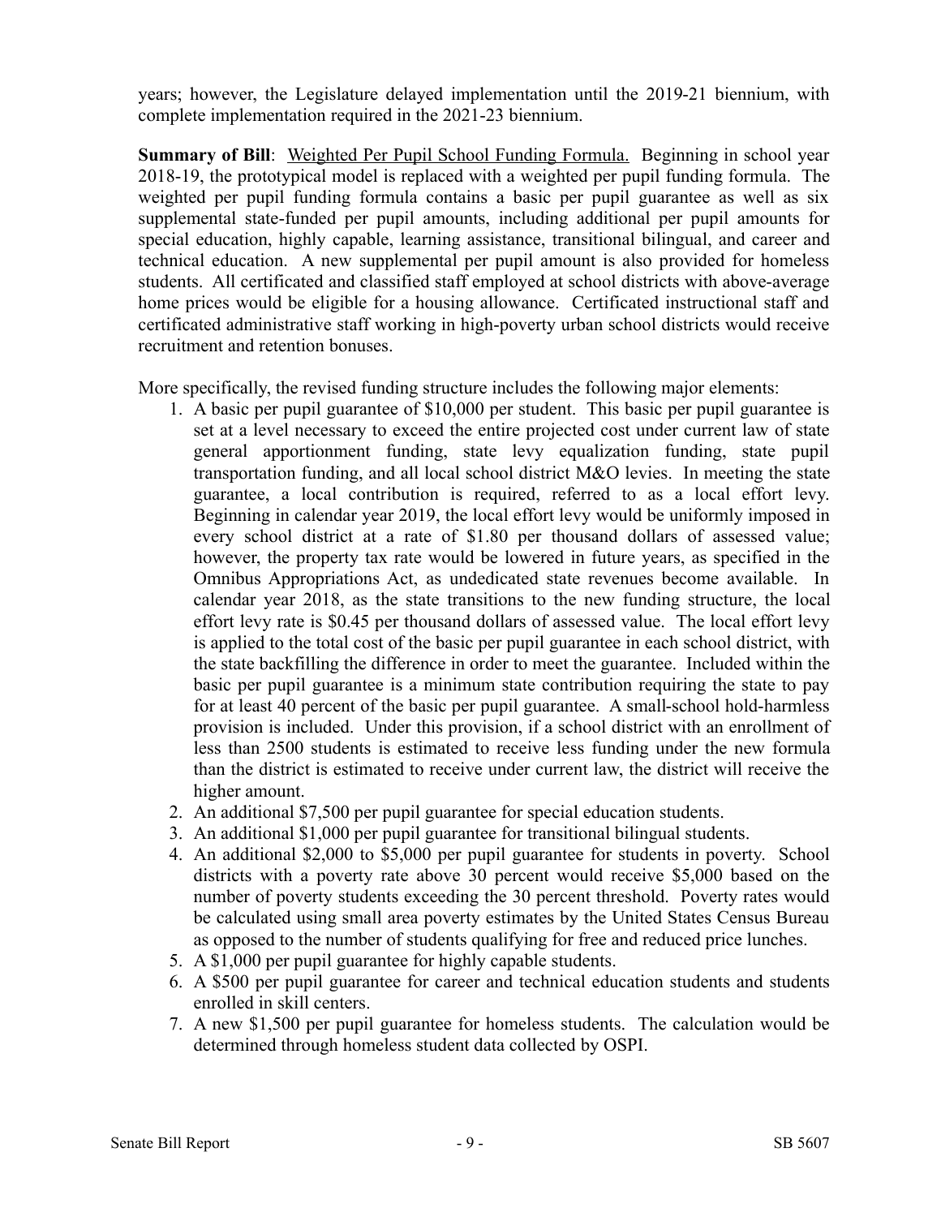years; however, the Legislature delayed implementation until the 2019-21 biennium, with complete implementation required in the 2021-23 biennium.

**Summary of Bill**: Weighted Per Pupil School Funding Formula. Beginning in school year 2018-19, the prototypical model is replaced with a weighted per pupil funding formula. The weighted per pupil funding formula contains a basic per pupil guarantee as well as six supplemental state-funded per pupil amounts, including additional per pupil amounts for special education, highly capable, learning assistance, transitional bilingual, and career and technical education. A new supplemental per pupil amount is also provided for homeless students. All certificated and classified staff employed at school districts with above-average home prices would be eligible for a housing allowance. Certificated instructional staff and certificated administrative staff working in high-poverty urban school districts would receive recruitment and retention bonuses.

More specifically, the revised funding structure includes the following major elements:

1. A basic per pupil guarantee of $10,000 per student. This basic per pupil guarantee is set at a level necessary to exceed the entire projected cost under current law of state general apportionment funding, state levy equalization funding, state pupil transportation funding, and all local school district M&O levies. In meeting the state guarantee, a local contribution is required, referred to as a local effort levy. Beginning in calendar year 2019, the local effort levy would be uniformly imposed in every school district at a rate of $1.80 per thousand dollars of assessed value; however, the property tax rate would be lowered in future years, as specified in the Omnibus Appropriations Act, as undedicated state revenues become available. In calendar year 2018, as the state transitions to the new funding structure, the local effort levy rate is $0.45 per thousand dollars of assessed value. The local effort levy is applied to the total cost of the basic per pupil guarantee in each school district, with the state backfilling the difference in order to meet the guarantee. Included within the basic per pupil guarantee is a minimum state contribution requiring the state to pay for at least 40 percent of the basic per pupil guarantee. A small-school hold-harmless provision is included. Under this provision, if a school district with an enrollment of less than 2500 students is estimated to receive less funding under the new formula than the district is estimated to receive under current law, the district will receive the higher amount.
2. An additional $7,500 per pupil guarantee for special education students.
3. An additional $1,000 per pupil guarantee for transitional bilingual students.
4. An additional $2,000 to $5,000 per pupil guarantee for students in poverty. School districts with a poverty rate above 30 percent would receive $5,000 based on the number of poverty students exceeding the 30 percent threshold. Poverty rates would be calculated using small area poverty estimates by the United States Census Bureau as opposed to the number of students qualifying for free and reduced price lunches.
5. A $1,000 per pupil guarantee for highly capable students.
6. A $500 per pupil guarantee for career and technical education students and students enrolled in skill centers.
7. A new $1,500 per pupil guarantee for homeless students. The calculation would be determined through homeless student data collected by OSPI.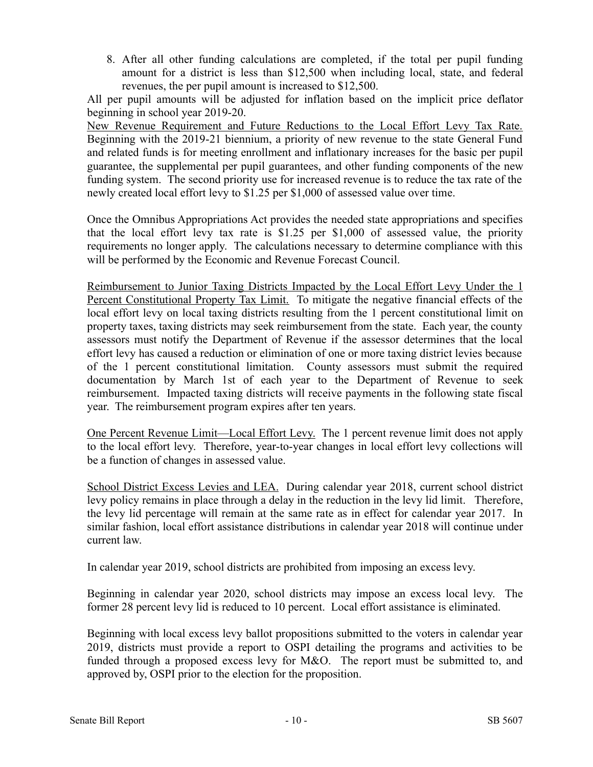8. After all other funding calculations are completed, if the total per pupil funding amount for a district is less than $12,500 when including local, state, and federal revenues, the per pupil amount is increased to $12,500.

All per pupil amounts will be adjusted for inflation based on the implicit price deflator beginning in school year 2019-20.

New Revenue Requirement and Future Reductions to the Local Effort Levy Tax Rate. Beginning with the 2019-21 biennium, a priority of new revenue to the state General Fund and related funds is for meeting enrollment and inflationary increases for the basic per pupil guarantee, the supplemental per pupil guarantees, and other funding components of the new funding system. The second priority use for increased revenue is to reduce the tax rate of the newly created local effort levy to $1.25 per $1,000 of assessed value over time.

Once the Omnibus Appropriations Act provides the needed state appropriations and specifies that the local effort levy tax rate is $1.25 per $1,000 of assessed value, the priority requirements no longer apply. The calculations necessary to determine compliance with this will be performed by the Economic and Revenue Forecast Council.

Reimbursement to Junior Taxing Districts Impacted by the Local Effort Levy Under the 1 Percent Constitutional Property Tax Limit. To mitigate the negative financial effects of the local effort levy on local taxing districts resulting from the 1 percent constitutional limit on property taxes, taxing districts may seek reimbursement from the state. Each year, the county assessors must notify the Department of Revenue if the assessor determines that the local effort levy has caused a reduction or elimination of one or more taxing district levies because of the 1 percent constitutional limitation. County assessors must submit the required documentation by March 1st of each year to the Department of Revenue to seek reimbursement. Impacted taxing districts will receive payments in the following state fiscal year. The reimbursement program expires after ten years.

One Percent Revenue Limit—Local Effort Levy. The 1 percent revenue limit does not apply to the local effort levy. Therefore, year-to-year changes in local effort levy collections will be a function of changes in assessed value.

School District Excess Levies and LEA. During calendar year 2018, current school district levy policy remains in place through a delay in the reduction in the levy lid limit. Therefore, the levy lid percentage will remain at the same rate as in effect for calendar year 2017. In similar fashion, local effort assistance distributions in calendar year 2018 will continue under current law.

In calendar year 2019, school districts are prohibited from imposing an excess levy.

Beginning in calendar year 2020, school districts may impose an excess local levy. The former 28 percent levy lid is reduced to 10 percent. Local effort assistance is eliminated.

Beginning with local excess levy ballot propositions submitted to the voters in calendar year 2019, districts must provide a report to OSPI detailing the programs and activities to be funded through a proposed excess levy for M&O. The report must be submitted to, and approved by, OSPI prior to the election for the proposition.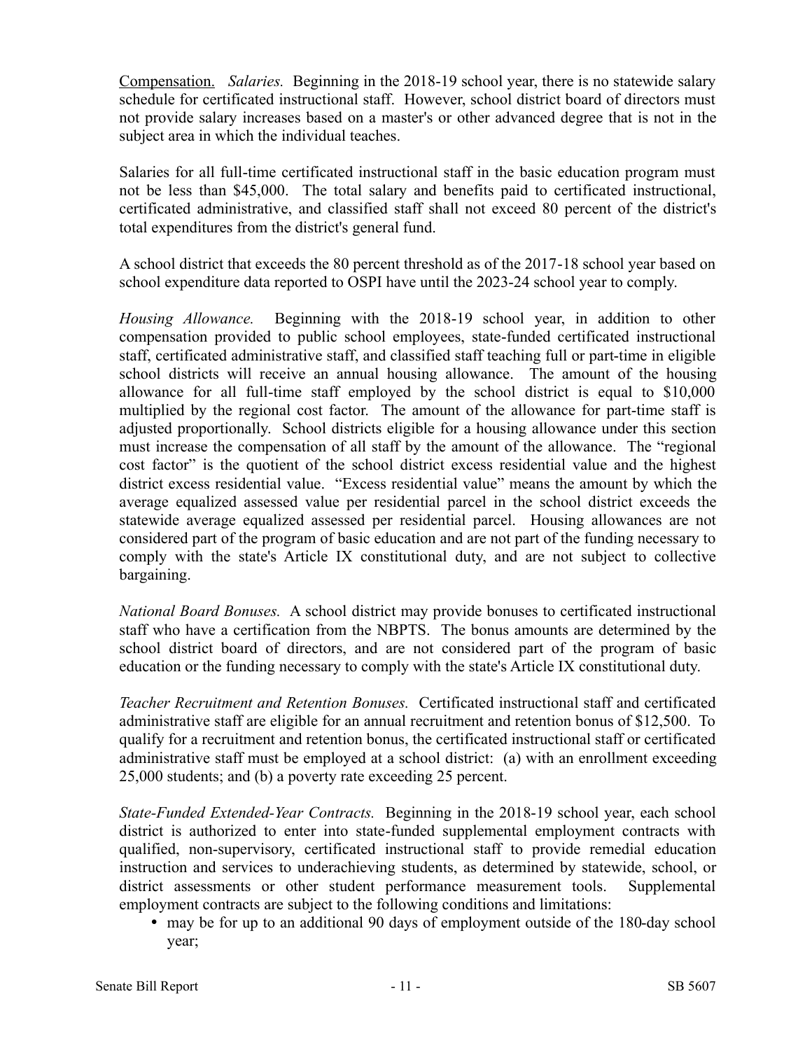Compensation. *Salaries.* Beginning in the 2018-19 school year, there is no statewide salary schedule for certificated instructional staff. However, school district board of directors must not provide salary increases based on a master's or other advanced degree that is not in the subject area in which the individual teaches.

Salaries for all full-time certificated instructional staff in the basic education program must not be less than $45,000. The total salary and benefits paid to certificated instructional, certificated administrative, and classified staff shall not exceed 80 percent of the district's total expenditures from the district's general fund.

A school district that exceeds the 80 percent threshold as of the 2017-18 school year based on school expenditure data reported to OSPI have until the 2023-24 school year to comply.

*Housing Allowance.* Beginning with the 2018-19 school year, in addition to other compensation provided to public school employees, state-funded certificated instructional staff, certificated administrative staff, and classified staff teaching full or part-time in eligible school districts will receive an annual housing allowance. The amount of the housing allowance for all full-time staff employed by the school district is equal to $10,000 multiplied by the regional cost factor. The amount of the allowance for part-time staff is adjusted proportionally. School districts eligible for a housing allowance under this section must increase the compensation of all staff by the amount of the allowance. The "regional cost factor" is the quotient of the school district excess residential value and the highest district excess residential value. "Excess residential value" means the amount by which the average equalized assessed value per residential parcel in the school district exceeds the statewide average equalized assessed per residential parcel. Housing allowances are not considered part of the program of basic education and are not part of the funding necessary to comply with the state's Article IX constitutional duty, and are not subject to collective bargaining.

*National Board Bonuses.* A school district may provide bonuses to certificated instructional staff who have a certification from the NBPTS. The bonus amounts are determined by the school district board of directors, and are not considered part of the program of basic education or the funding necessary to comply with the state's Article IX constitutional duty.

*Teacher Recruitment and Retention Bonuses.* Certificated instructional staff and certificated administrative staff are eligible for an annual recruitment and retention bonus of $12,500. To qualify for a recruitment and retention bonus, the certificated instructional staff or certificated administrative staff must be employed at a school district: (a) with an enrollment exceeding 25,000 students; and (b) a poverty rate exceeding 25 percent.

*State-Funded Extended-Year Contracts.* Beginning in the 2018-19 school year, each school district is authorized to enter into state-funded supplemental employment contracts with qualified, non-supervisory, certificated instructional staff to provide remedial education instruction and services to underachieving students, as determined by statewide, school, or district assessments or other student performance measurement tools. Supplemental employment contracts are subject to the following conditions and limitations:

- may be for up to an additional 90 days of employment outside of the 180-day school year;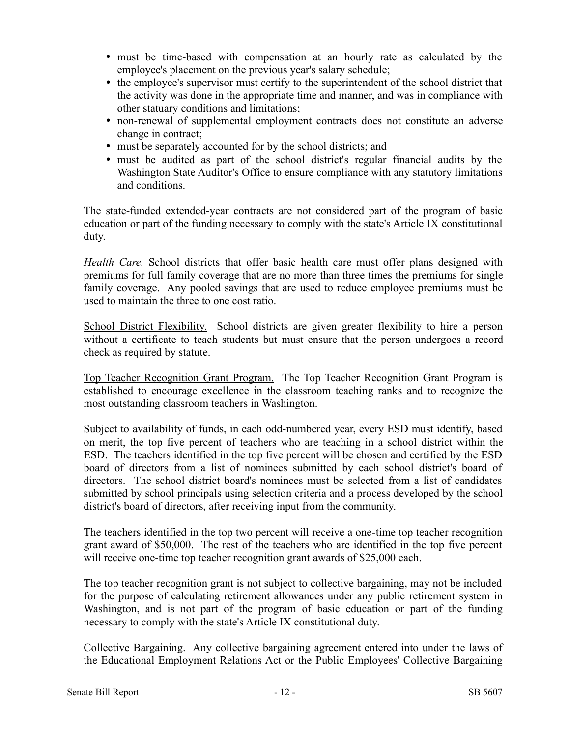- must be time-based with compensation at an hourly rate as calculated by the employee's placement on the previous year's salary schedule;
- the employee's supervisor must certify to the superintendent of the school district that the activity was done in the appropriate time and manner, and was in compliance with other statuary conditions and limitations;
- non-renewal of supplemental employment contracts does not constitute an adverse change in contract;
- must be separately accounted for by the school districts; and
- must be audited as part of the school district's regular financial audits by the Washington State Auditor's Office to ensure compliance with any statutory limitations and conditions.

The state-funded extended-year contracts are not considered part of the program of basic education or part of the funding necessary to comply with the state's Article IX constitutional duty.

*Health Care.* School districts that offer basic health care must offer plans designed with premiums for full family coverage that are no more than three times the premiums for single family coverage. Any pooled savings that are used to reduce employee premiums must be used to maintain the three to one cost ratio.

School District Flexibility. School districts are given greater flexibility to hire a person without a certificate to teach students but must ensure that the person undergoes a record check as required by statute.

Top Teacher Recognition Grant Program. The Top Teacher Recognition Grant Program is established to encourage excellence in the classroom teaching ranks and to recognize the most outstanding classroom teachers in Washington.

Subject to availability of funds, in each odd-numbered year, every ESD must identify, based on merit, the top five percent of teachers who are teaching in a school district within the ESD. The teachers identified in the top five percent will be chosen and certified by the ESD board of directors from a list of nominees submitted by each school district's board of directors. The school district board's nominees must be selected from a list of candidates submitted by school principals using selection criteria and a process developed by the school district's board of directors, after receiving input from the community.

The teachers identified in the top two percent will receive a one-time top teacher recognition grant award of $50,000. The rest of the teachers who are identified in the top five percent will receive one-time top teacher recognition grant awards of $25,000 each.

The top teacher recognition grant is not subject to collective bargaining, may not be included for the purpose of calculating retirement allowances under any public retirement system in Washington, and is not part of the program of basic education or part of the funding necessary to comply with the state's Article IX constitutional duty.

Collective Bargaining. Any collective bargaining agreement entered into under the laws of the Educational Employment Relations Act or the Public Employees' Collective Bargaining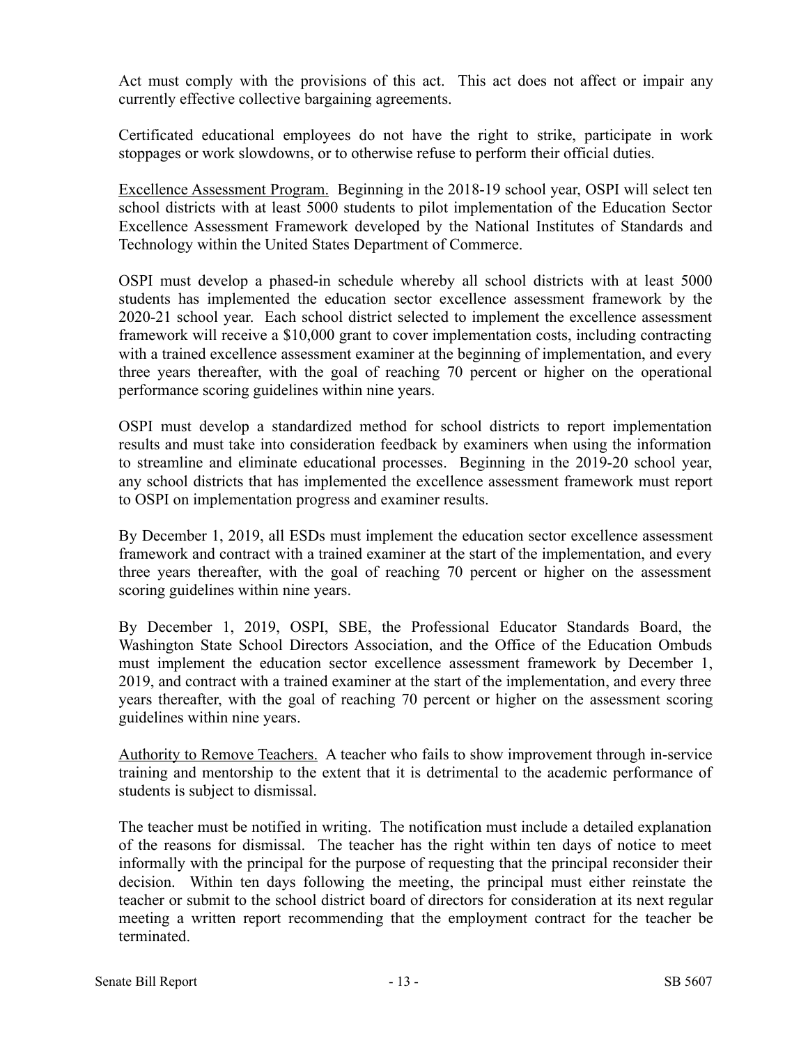Act must comply with the provisions of this act. This act does not affect or impair any currently effective collective bargaining agreements.

Certificated educational employees do not have the right to strike, participate in work stoppages or work slowdowns, or to otherwise refuse to perform their official duties.

Excellence Assessment Program. Beginning in the 2018-19 school year, OSPI will select ten school districts with at least 5000 students to pilot implementation of the Education Sector Excellence Assessment Framework developed by the National Institutes of Standards and Technology within the United States Department of Commerce.

OSPI must develop a phased-in schedule whereby all school districts with at least 5000 students has implemented the education sector excellence assessment framework by the 2020-21 school year. Each school district selected to implement the excellence assessment framework will receive a $10,000 grant to cover implementation costs, including contracting with a trained excellence assessment examiner at the beginning of implementation, and every three years thereafter, with the goal of reaching 70 percent or higher on the operational performance scoring guidelines within nine years.

OSPI must develop a standardized method for school districts to report implementation results and must take into consideration feedback by examiners when using the information to streamline and eliminate educational processes. Beginning in the 2019-20 school year, any school districts that has implemented the excellence assessment framework must report to OSPI on implementation progress and examiner results.

By December 1, 2019, all ESDs must implement the education sector excellence assessment framework and contract with a trained examiner at the start of the implementation, and every three years thereafter, with the goal of reaching 70 percent or higher on the assessment scoring guidelines within nine years.

By December 1, 2019, OSPI, SBE, the Professional Educator Standards Board, the Washington State School Directors Association, and the Office of the Education Ombuds must implement the education sector excellence assessment framework by December 1, 2019, and contract with a trained examiner at the start of the implementation, and every three years thereafter, with the goal of reaching 70 percent or higher on the assessment scoring guidelines within nine years.

Authority to Remove Teachers. A teacher who fails to show improvement through in-service training and mentorship to the extent that it is detrimental to the academic performance of students is subject to dismissal.

The teacher must be notified in writing. The notification must include a detailed explanation of the reasons for dismissal. The teacher has the right within ten days of notice to meet informally with the principal for the purpose of requesting that the principal reconsider their decision. Within ten days following the meeting, the principal must either reinstate the teacher or submit to the school district board of directors for consideration at its next regular meeting a written report recommending that the employment contract for the teacher be terminated.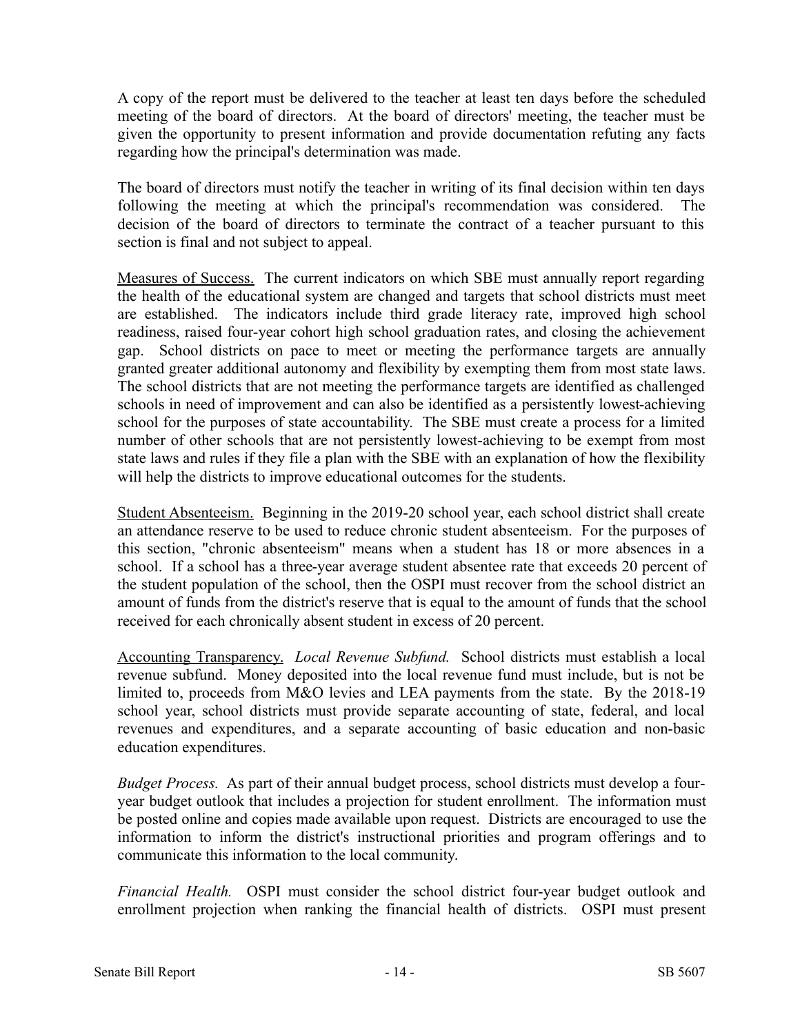A copy of the report must be delivered to the teacher at least ten days before the scheduled meeting of the board of directors. At the board of directors' meeting, the teacher must be given the opportunity to present information and provide documentation refuting any facts regarding how the principal's determination was made.

The board of directors must notify the teacher in writing of its final decision within ten days following the meeting at which the principal's recommendation was considered. The decision of the board of directors to terminate the contract of a teacher pursuant to this section is final and not subject to appeal.

<u>Measures of Success.</u> The current indicators on which SBE must annually report regarding the health of the educational system are changed and targets that school districts must meet are established. The indicators include third grade literacy rate, improved high school readiness, raised four-year cohort high school graduation rates, and closing the achievement gap. School districts on pace to meet or meeting the performance targets are annually granted greater additional autonomy and flexibility by exempting them from most state laws. The school districts that are not meeting the performance targets are identified as challenged schools in need of improvement and can also be identified as a persistently lowest-achieving school for the purposes of state accountability. The SBE must create a process for a limited number of other schools that are not persistently lowest-achieving to be exempt from most state laws and rules if they file a plan with the SBE with an explanation of how the flexibility will help the districts to improve educational outcomes for the students.

<u>Student Absenteeism.</u> Beginning in the 2019-20 school year, each school district shall create an attendance reserve to be used to reduce chronic student absenteeism. For the purposes of this section, "chronic absenteeism" means when a student has 18 or more absences in a school. If a school has a three-year average student absentee rate that exceeds 20 percent of the student population of the school, then the OSPI must recover from the school district an amount of funds from the district's reserve that is equal to the amount of funds that the school received for each chronically absent student in excess of 20 percent.

<u>Accounting Transparency.</u> *Local Revenue Subfund.* School districts must establish a local revenue subfund. Money deposited into the local revenue fund must include, but is not be limited to, proceeds from M&O levies and LEA payments from the state. By the 2018-19 school year, school districts must provide separate accounting of state, federal, and local revenues and expenditures, and a separate accounting of basic education and non-basic education expenditures.

*Budget Process.* As part of their annual budget process, school districts must develop a four-year budget outlook that includes a projection for student enrollment. The information must be posted online and copies made available upon request. Districts are encouraged to use the information to inform the district's instructional priorities and program offerings and to communicate this information to the local community.

*Financial Health.* OSPI must consider the school district four-year budget outlook and enrollment projection when ranking the financial health of districts. OSPI must present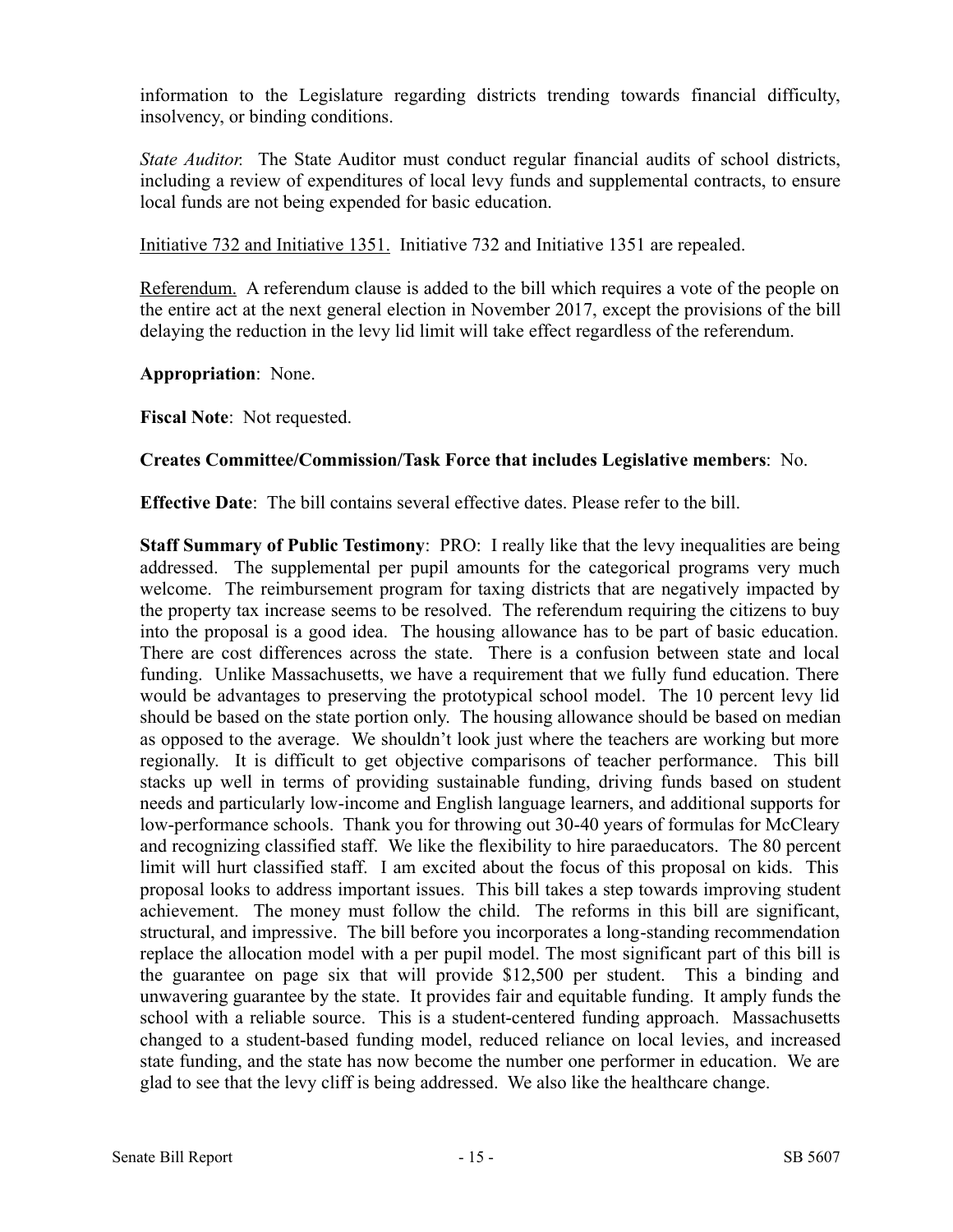information to the Legislature regarding districts trending towards financial difficulty, insolvency, or binding conditions.

*State Auditor.* The State Auditor must conduct regular financial audits of school districts, including a review of expenditures of local levy funds and supplemental contracts, to ensure local funds are not being expended for basic education.

Initiative 732 and Initiative 1351. Initiative 732 and Initiative 1351 are repealed.

Referendum. A referendum clause is added to the bill which requires a vote of the people on the entire act at the next general election in November 2017, except the provisions of the bill delaying the reduction in the levy lid limit will take effect regardless of the referendum.

**Appropriation**: None.

**Fiscal Note**: Not requested.

**Creates Committee/Commission/Task Force that includes Legislative members**: No.

**Effective Date**: The bill contains several effective dates. Please refer to the bill.

**Staff Summary of Public Testimony**: PRO: I really like that the levy inequalities are being addressed. The supplemental per pupil amounts for the categorical programs very much welcome. The reimbursement program for taxing districts that are negatively impacted by the property tax increase seems to be resolved. The referendum requiring the citizens to buy into the proposal is a good idea. The housing allowance has to be part of basic education. There are cost differences across the state. There is a confusion between state and local funding. Unlike Massachusetts, we have a requirement that we fully fund education. There would be advantages to preserving the prototypical school model. The 10 percent levy lid should be based on the state portion only. The housing allowance should be based on median as opposed to the average. We shouldn't look just where the teachers are working but more regionally. It is difficult to get objective comparisons of teacher performance. This bill stacks up well in terms of providing sustainable funding, driving funds based on student needs and particularly low-income and English language learners, and additional supports for low-performance schools. Thank you for throwing out 30-40 years of formulas for McCleary and recognizing classified staff. We like the flexibility to hire paraeducators. The 80 percent limit will hurt classified staff. I am excited about the focus of this proposal on kids. This proposal looks to address important issues. This bill takes a step towards improving student achievement. The money must follow the child. The reforms in this bill are significant, structural, and impressive. The bill before you incorporates a long-standing recommendation replace the allocation model with a per pupil model. The most significant part of this bill is the guarantee on page six that will provide $12,500 per student. This a binding and unwavering guarantee by the state. It provides fair and equitable funding. It amply funds the school with a reliable source. This is a student-centered funding approach. Massachusetts changed to a student-based funding model, reduced reliance on local levies, and increased state funding, and the state has now become the number one performer in education. We are glad to see that the levy cliff is being addressed. We also like the healthcare change.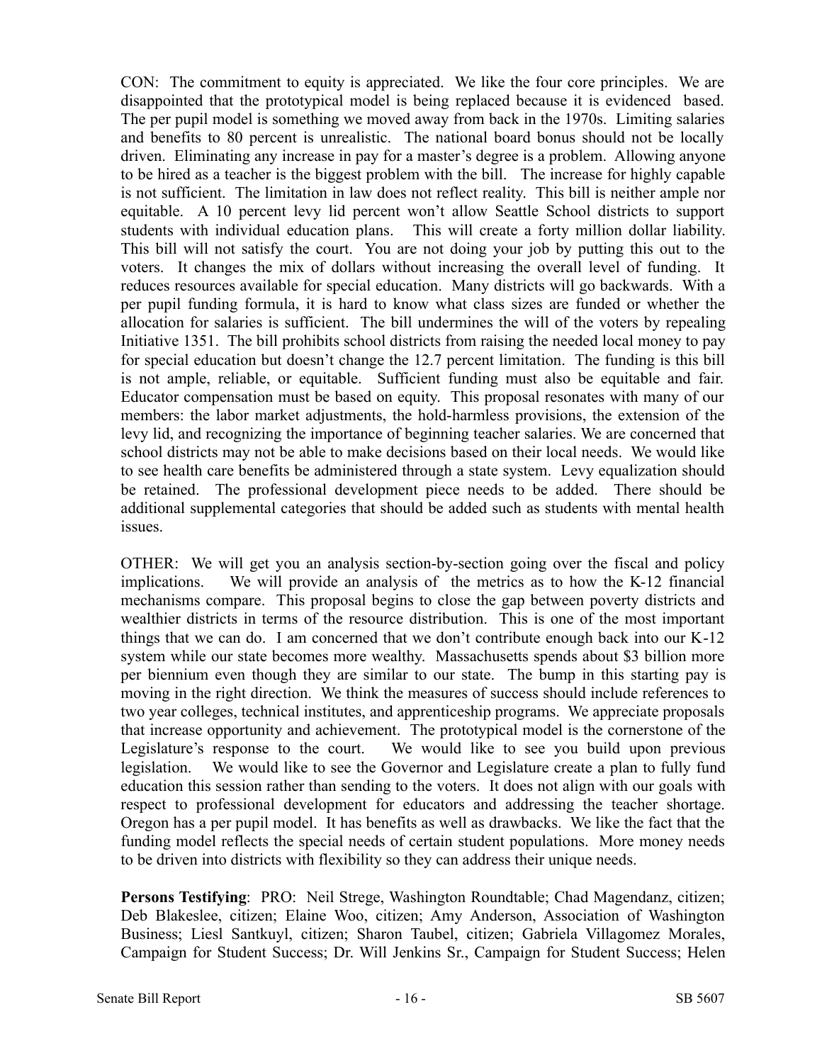CON: The commitment to equity is appreciated. We like the four core principles. We are disappointed that the prototypical model is being replaced because it is evidenced based. The per pupil model is something we moved away from back in the 1970s. Limiting salaries and benefits to 80 percent is unrealistic. The national board bonus should not be locally driven. Eliminating any increase in pay for a master's degree is a problem. Allowing anyone to be hired as a teacher is the biggest problem with the bill. The increase for highly capable is not sufficient. The limitation in law does not reflect reality. This bill is neither ample nor equitable. A 10 percent levy lid percent won't allow Seattle School districts to support students with individual education plans. This will create a forty million dollar liability. This bill will not satisfy the court. You are not doing your job by putting this out to the voters. It changes the mix of dollars without increasing the overall level of funding. It reduces resources available for special education. Many districts will go backwards. With a per pupil funding formula, it is hard to know what class sizes are funded or whether the allocation for salaries is sufficient. The bill undermines the will of the voters by repealing Initiative 1351. The bill prohibits school districts from raising the needed local money to pay for special education but doesn't change the 12.7 percent limitation. The funding is this bill is not ample, reliable, or equitable. Sufficient funding must also be equitable and fair. Educator compensation must be based on equity. This proposal resonates with many of our members: the labor market adjustments, the hold-harmless provisions, the extension of the levy lid, and recognizing the importance of beginning teacher salaries. We are concerned that school districts may not be able to make decisions based on their local needs. We would like to see health care benefits be administered through a state system. Levy equalization should be retained. The professional development piece needs to be added. There should be additional supplemental categories that should be added such as students with mental health issues.

OTHER: We will get you an analysis section-by-section going over the fiscal and policy implications. We will provide an analysis of the metrics as to how the K-12 financial mechanisms compare. This proposal begins to close the gap between poverty districts and wealthier districts in terms of the resource distribution. This is one of the most important things that we can do. I am concerned that we don't contribute enough back into our K-12 system while our state becomes more wealthy. Massachusetts spends about $3 billion more per biennium even though they are similar to our state. The bump in this starting pay is moving in the right direction. We think the measures of success should include references to two year colleges, technical institutes, and apprenticeship programs. We appreciate proposals that increase opportunity and achievement. The prototypical model is the cornerstone of the Legislature's response to the court. We would like to see you build upon previous legislation. We would like to see the Governor and Legislature create a plan to fully fund education this session rather than sending to the voters. It does not align with our goals with respect to professional development for educators and addressing the teacher shortage. Oregon has a per pupil model. It has benefits as well as drawbacks. We like the fact that the funding model reflects the special needs of certain student populations. More money needs to be driven into districts with flexibility so they can address their unique needs.

**Persons Testifying**: PRO: Neil Strege, Washington Roundtable; Chad Magendanz, citizen; Deb Blakeslee, citizen; Elaine Woo, citizen; Amy Anderson, Association of Washington Business; Liesl Santkuyl, citizen; Sharon Taubel, citizen; Gabriela Villagomez Morales, Campaign for Student Success; Dr. Will Jenkins Sr., Campaign for Student Success; Helen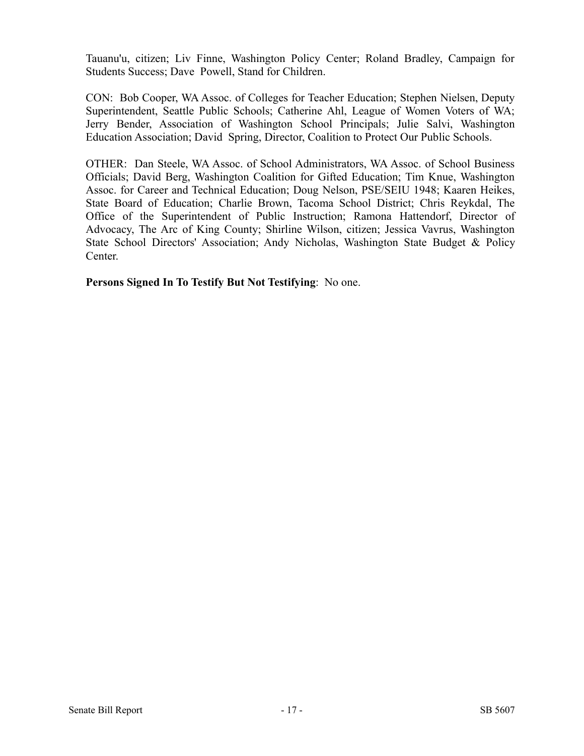Tauanu'u, citizen; Liv Finne, Washington Policy Center; Roland Bradley, Campaign for Students Success; Dave Powell, Stand for Children.

CON: Bob Cooper, WA Assoc. of Colleges for Teacher Education; Stephen Nielsen, Deputy Superintendent, Seattle Public Schools; Catherine Ahl, League of Women Voters of WA; Jerry Bender, Association of Washington School Principals; Julie Salvi, Washington Education Association; David Spring, Director, Coalition to Protect Our Public Schools.

OTHER: Dan Steele, WA Assoc. of School Administrators, WA Assoc. of School Business Officials; David Berg, Washington Coalition for Gifted Education; Tim Knue, Washington Assoc. for Career and Technical Education; Doug Nelson, PSE/SEIU 1948; Kaaren Heikes, State Board of Education; Charlie Brown, Tacoma School District; Chris Reykdal, The Office of the Superintendent of Public Instruction; Ramona Hattendorf, Director of Advocacy, The Arc of King County; Shirline Wilson, citizen; Jessica Vavrus, Washington State School Directors' Association; Andy Nicholas, Washington State Budget & Policy Center.

**Persons Signed In To Testify But Not Testifying**: No one.